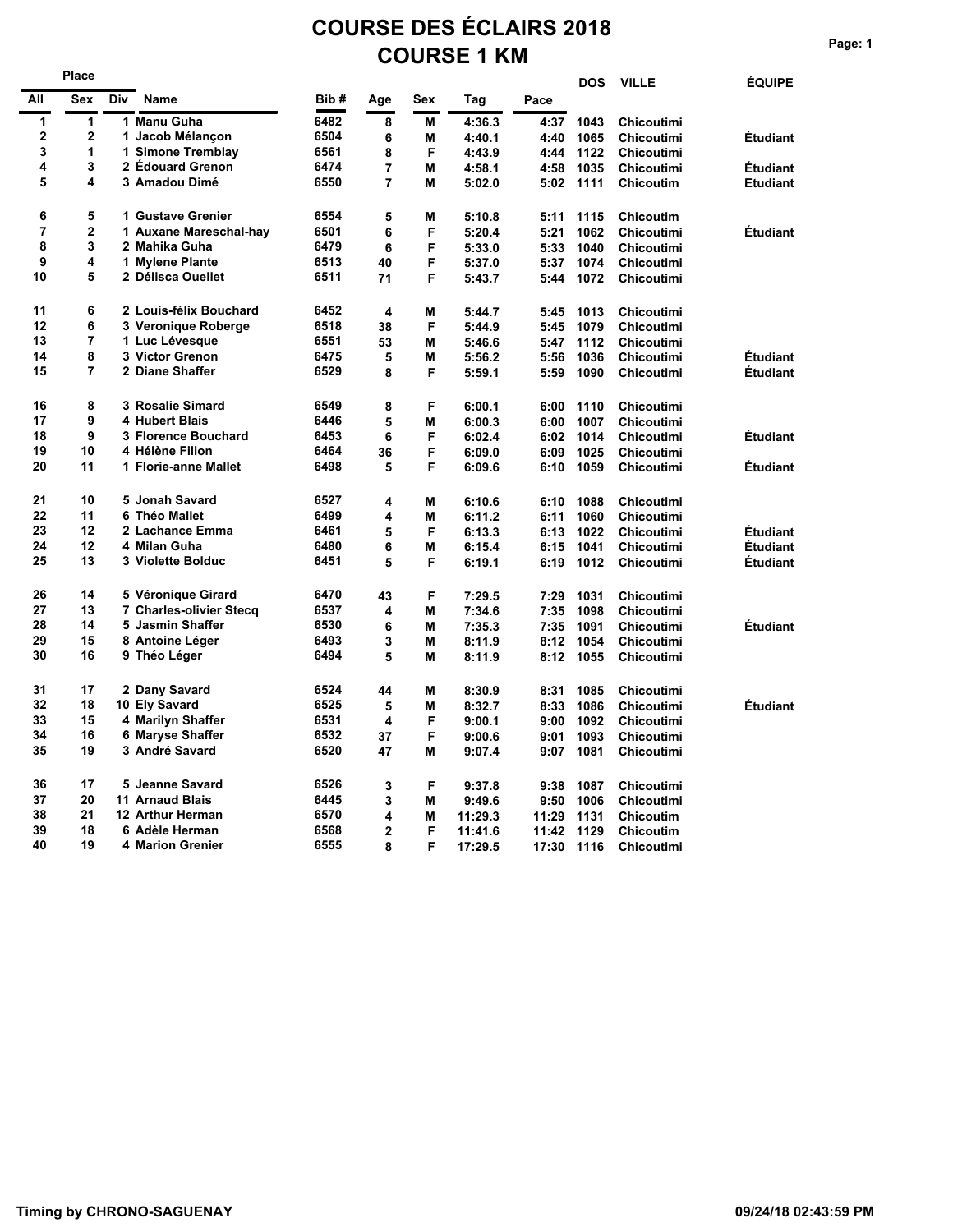# COURSE DES ÉCLAIRS 2018
# COURSE 1 KM

| Place | | | | | | | | | | | |
|---|---|---|---|---|---|---|---|---|---|---|---|
| All | Sex | Div | Name | Bib # | Age | Sex | Tag | Pace | DOS | VILLE | ÉQUIPE |
| 1 | 1 | 1 | Manu Guha | 6482 | 8 | M | 4:36.3 | 4:37 | 1043 | Chicoutimi | |
| 2 | 2 | 1 | Jacob Mélançon | 6504 | 6 | M | 4:40.1 | 4:40 | 1065 | Chicoutimi | Étudiant |
| 3 | 1 | 1 | Simone Tremblay | 6561 | 8 | F | 4:43.9 | 4:44 | 1122 | Chicoutimi | |
| 4 | 3 | 2 | Édouard Grenon | 6474 | 7 | M | 4:58.1 | 4:58 | 1035 | Chicoutimi | Étudiant |
| 5 | 4 | 3 | Amadou Dimé | 6550 | 7 | M | 5:02.0 | 5:02 | 1111 | Chicoutim | Etudiant |
| 6 | 5 | 1 | Gustave Grenier | 6554 | 5 | M | 5:10.8 | 5:11 | 1115 | Chicoutim | |
| 7 | 2 | 1 | Auxane Mareschal-hay | 6501 | 6 | F | 5:20.4 | 5:21 | 1062 | Chicoutimi | Étudiant |
| 8 | 3 | 2 | Mahika Guha | 6479 | 6 | F | 5:33.0 | 5:33 | 1040 | Chicoutimi | |
| 9 | 4 | 1 | Mylene Plante | 6513 | 40 | F | 5:37.0 | 5:37 | 1074 | Chicoutimi | |
| 10 | 5 | 2 | Délisca Ouellet | 6511 | 71 | F | 5:43.7 | 5:44 | 1072 | Chicoutimi | |
| 11 | 6 | 2 | Louis-félix Bouchard | 6452 | 4 | M | 5:44.7 | 5:45 | 1013 | Chicoutimi | |
| 12 | 6 | 3 | Veronique Roberge | 6518 | 38 | F | 5:44.9 | 5:45 | 1079 | Chicoutimi | |
| 13 | 7 | 1 | Luc Lévesque | 6551 | 53 | M | 5:46.6 | 5:47 | 1112 | Chicoutimi | |
| 14 | 8 | 3 | Victor Grenon | 6475 | 5 | M | 5:56.2 | 5:56 | 1036 | Chicoutimi | Étudiant |
| 15 | 7 | 2 | Diane Shaffer | 6529 | 8 | F | 5:59.1 | 5:59 | 1090 | Chicoutimi | Étudiant |
| 16 | 8 | 3 | Rosalie Simard | 6549 | 8 | F | 6:00.1 | 6:00 | 1110 | Chicoutimi | |
| 17 | 9 | 4 | Hubert Blais | 6446 | 5 | M | 6:00.3 | 6:00 | 1007 | Chicoutimi | |
| 18 | 9 | 3 | Florence Bouchard | 6453 | 6 | F | 6:02.4 | 6:02 | 1014 | Chicoutimi | Étudiant |
| 19 | 10 | 4 | Hélène Filion | 6464 | 36 | F | 6:09.0 | 6:09 | 1025 | Chicoutimi | |
| 20 | 11 | 1 | Florie-anne Mallet | 6498 | 5 | F | 6:09.6 | 6:10 | 1059 | Chicoutimi | Étudiant |
| 21 | 10 | 5 | Jonah Savard | 6527 | 4 | M | 6:10.6 | 6:10 | 1088 | Chicoutimi | |
| 22 | 11 | 6 | Théo Mallet | 6499 | 4 | M | 6:11.2 | 6:11 | 1060 | Chicoutimi | |
| 23 | 12 | 2 | Lachance Emma | 6461 | 5 | F | 6:13.3 | 6:13 | 1022 | Chicoutimi | Étudiant |
| 24 | 12 | 4 | Milan Guha | 6480 | 6 | M | 6:15.4 | 6:15 | 1041 | Chicoutimi | Étudiant |
| 25 | 13 | 3 | Violette Bolduc | 6451 | 5 | F | 6:19.1 | 6:19 | 1012 | Chicoutimi | Étudiant |
| 26 | 14 | 5 | Véronique Girard | 6470 | 43 | F | 7:29.5 | 7:29 | 1031 | Chicoutimi | |
| 27 | 13 | 7 | Charles-olivier Stecq | 6537 | 4 | M | 7:34.6 | 7:35 | 1098 | Chicoutimi | |
| 28 | 14 | 5 | Jasmin Shaffer | 6530 | 6 | M | 7:35.3 | 7:35 | 1091 | Chicoutimi | Étudiant |
| 29 | 15 | 8 | Antoine Léger | 6493 | 3 | M | 8:11.9 | 8:12 | 1054 | Chicoutimi | |
| 30 | 16 | 9 | Théo Léger | 6494 | 5 | M | 8:11.9 | 8:12 | 1055 | Chicoutimi | |
| 31 | 17 | 2 | Dany Savard | 6524 | 44 | M | 8:30.9 | 8:31 | 1085 | Chicoutimi | |
| 32 | 18 | 10 | Ely Savard | 6525 | 5 | M | 8:32.7 | 8:33 | 1086 | Chicoutimi | Étudiant |
| 33 | 15 | 4 | Marilyn Shaffer | 6531 | 4 | F | 9:00.1 | 9:00 | 1092 | Chicoutimi | |
| 34 | 16 | 6 | Maryse Shaffer | 6532 | 37 | F | 9:00.6 | 9:01 | 1093 | Chicoutimi | |
| 35 | 19 | 3 | André Savard | 6520 | 47 | M | 9:07.4 | 9:07 | 1081 | Chicoutimi | |
| 36 | 17 | 5 | Jeanne Savard | 6526 | 3 | F | 9:37.8 | 9:38 | 1087 | Chicoutimi | |
| 37 | 20 | 11 | Arnaud Blais | 6445 | 3 | M | 9:49.6 | 9:50 | 1006 | Chicoutimi | |
| 38 | 21 | 12 | Arthur Herman | 6570 | 4 | M | 11:29.3 | 11:29 | 1131 | Chicoutim | |
| 39 | 18 | 6 | Adèle Herman | 6568 | 2 | F | 11:41.6 | 11:42 | 1129 | Chicoutim | |
| 40 | 19 | 4 | Marion Grenier | 6555 | 8 | F | 17:29.5 | 17:30 | 1116 | Chicoutimi | |

Timing by CHRONO-SAGUENAY

09/24/18 02:43:59 PM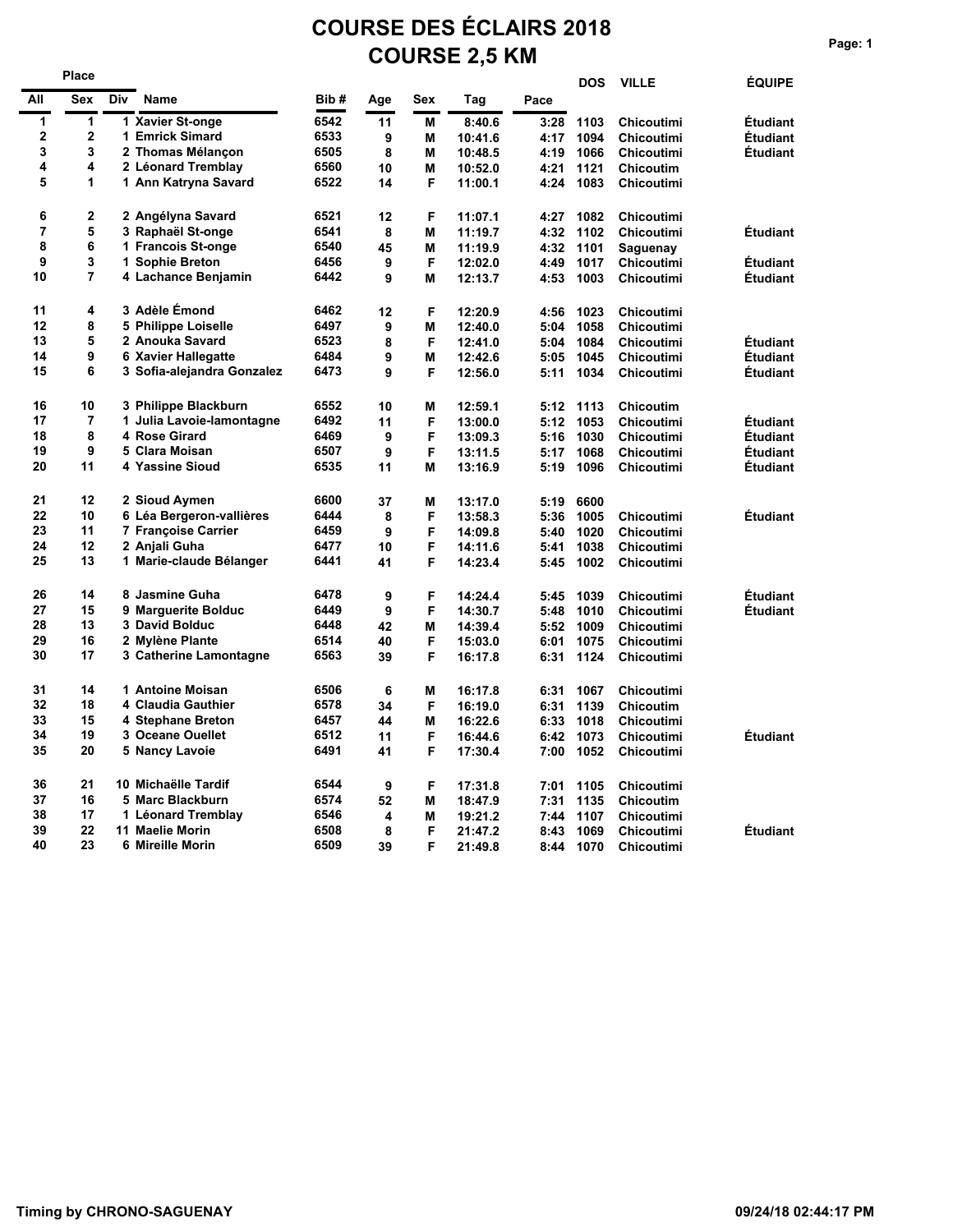# COURSE DES ÉCLAIRS 2018

# COURSE 2,5 KM

| Place All | Place Sex | Place Div | Name | Bib # | Age | Sex | Tag | Pace | DOS | VILLE | ÉQUIPE |
|---|---|---|---|---|---|---|---|---|---|---|---|
| 1 | 1 | 1 | Xavier St-onge | 6542 | 11 | M | 8:40.6 | 3:28 | 1103 | Chicoutimi | Étudiant |
| 2 | 2 | 1 | Emrick Simard | 6533 | 9 | M | 10:41.6 | 4:17 | 1094 | Chicoutimi | Étudiant |
| 3 | 3 | 2 | Thomas Mélançon | 6505 | 8 | M | 10:48.5 | 4:19 | 1066 | Chicoutimi | Étudiant |
| 4 | 4 | 2 | Léonard Tremblay | 6560 | 10 | M | 10:52.0 | 4:21 | 1121 | Chicoutim | |
| 5 | 1 | 1 | Ann Katryna Savard | 6522 | 14 | F | 11:00.1 | 4:24 | 1083 | Chicoutimi | |
| 6 | 2 | 2 | Angélyna Savard | 6521 | 12 | F | 11:07.1 | 4:27 | 1082 | Chicoutimi | |
| 7 | 5 | 3 | Raphaël St-onge | 6541 | 8 | M | 11:19.7 | 4:32 | 1102 | Chicoutimi | Étudiant |
| 8 | 6 | 1 | Francois St-onge | 6540 | 45 | M | 11:19.9 | 4:32 | 1101 | Saguenay | |
| 9 | 3 | 1 | Sophie Breton | 6456 | 9 | F | 12:02.0 | 4:49 | 1017 | Chicoutimi | Étudiant |
| 10 | 7 | 4 | Lachance Benjamin | 6442 | 9 | M | 12:13.7 | 4:53 | 1003 | Chicoutimi | Étudiant |
| 11 | 4 | 3 | Adèle Émond | 6462 | 12 | F | 12:20.9 | 4:56 | 1023 | Chicoutimi | |
| 12 | 8 | 5 | Philippe Loiselle | 6497 | 9 | M | 12:40.0 | 5:04 | 1058 | Chicoutimi | |
| 13 | 5 | 2 | Anouka Savard | 6523 | 8 | F | 12:41.0 | 5:04 | 1084 | Chicoutimi | Étudiant |
| 14 | 9 | 6 | Xavier Hallegatte | 6484 | 9 | M | 12:42.6 | 5:05 | 1045 | Chicoutimi | Étudiant |
| 15 | 6 | 3 | Sofia-alejandra Gonzalez | 6473 | 9 | F | 12:56.0 | 5:11 | 1034 | Chicoutimi | Étudiant |
| 16 | 10 | 3 | Philippe Blackburn | 6552 | 10 | M | 12:59.1 | 5:12 | 1113 | Chicoutim | |
| 17 | 7 | 1 | Julia Lavoie-lamontagne | 6492 | 11 | F | 13:00.0 | 5:12 | 1053 | Chicoutimi | Étudiant |
| 18 | 8 | 4 | Rose Girard | 6469 | 9 | F | 13:09.3 | 5:16 | 1030 | Chicoutimi | Étudiant |
| 19 | 9 | 5 | Clara Moisan | 6507 | 9 | F | 13:11.5 | 5:17 | 1068 | Chicoutimi | Étudiant |
| 20 | 11 | 4 | Yassine Sioud | 6535 | 11 | M | 13:16.9 | 5:19 | 1096 | Chicoutimi | Étudiant |
| 21 | 12 | 2 | Sioud Aymen | 6600 | 37 | M | 13:17.0 | 5:19 | 6600 | | |
| 22 | 10 | 6 | Léa Bergeron-vallières | 6444 | 8 | F | 13:58.3 | 5:36 | 1005 | Chicoutimi | Étudiant |
| 23 | 11 | 7 | Françoise Carrier | 6459 | 9 | F | 14:09.8 | 5:40 | 1020 | Chicoutimi | |
| 24 | 12 | 2 | Anjali Guha | 6477 | 10 | F | 14:11.6 | 5:41 | 1038 | Chicoutimi | |
| 25 | 13 | 1 | Marie-claude Bélanger | 6441 | 41 | F | 14:23.4 | 5:45 | 1002 | Chicoutimi | |
| 26 | 14 | 8 | Jasmine Guha | 6478 | 9 | F | 14:24.4 | 5:45 | 1039 | Chicoutimi | Étudiant |
| 27 | 15 | 9 | Marguerite Bolduc | 6449 | 9 | F | 14:30.7 | 5:48 | 1010 | Chicoutimi | Étudiant |
| 28 | 13 | 3 | David Bolduc | 6448 | 42 | M | 14:39.4 | 5:52 | 1009 | Chicoutimi | |
| 29 | 16 | 2 | Mylène Plante | 6514 | 40 | F | 15:03.0 | 6:01 | 1075 | Chicoutimi | |
| 30 | 17 | 3 | Catherine Lamontagne | 6563 | 39 | F | 16:17.8 | 6:31 | 1124 | Chicoutimi | |
| 31 | 14 | 1 | Antoine Moisan | 6506 | 6 | M | 16:17.8 | 6:31 | 1067 | Chicoutimi | |
| 32 | 18 | 4 | Claudia Gauthier | 6578 | 34 | F | 16:19.0 | 6:31 | 1139 | Chicoutim | |
| 33 | 15 | 4 | Stephane Breton | 6457 | 44 | M | 16:22.6 | 6:33 | 1018 | Chicoutimi | |
| 34 | 19 | 3 | Oceane Ouellet | 6512 | 11 | F | 16:44.6 | 6:42 | 1073 | Chicoutimi | Étudiant |
| 35 | 20 | 5 | Nancy Lavoie | 6491 | 41 | F | 17:30.4 | 7:00 | 1052 | Chicoutimi | |
| 36 | 21 | 10 | Michaëlle Tardif | 6544 | 9 | F | 17:31.8 | 7:01 | 1105 | Chicoutimi | |
| 37 | 16 | 5 | Marc Blackburn | 6574 | 52 | M | 18:47.9 | 7:31 | 1135 | Chicoutim | |
| 38 | 17 | 1 | Léonard Tremblay | 6546 | 4 | M | 19:21.2 | 7:44 | 1107 | Chicoutimi | |
| 39 | 22 | 11 | Maelie Morin | 6508 | 8 | F | 21:47.2 | 8:43 | 1069 | Chicoutimi | Étudiant |
| 40 | 23 | 6 | Mireille Morin | 6509 | 39 | F | 21:49.8 | 8:44 | 1070 | Chicoutimi | |

Timing by CHRONO-SAGUENAY

09/24/18 02:44:17 PM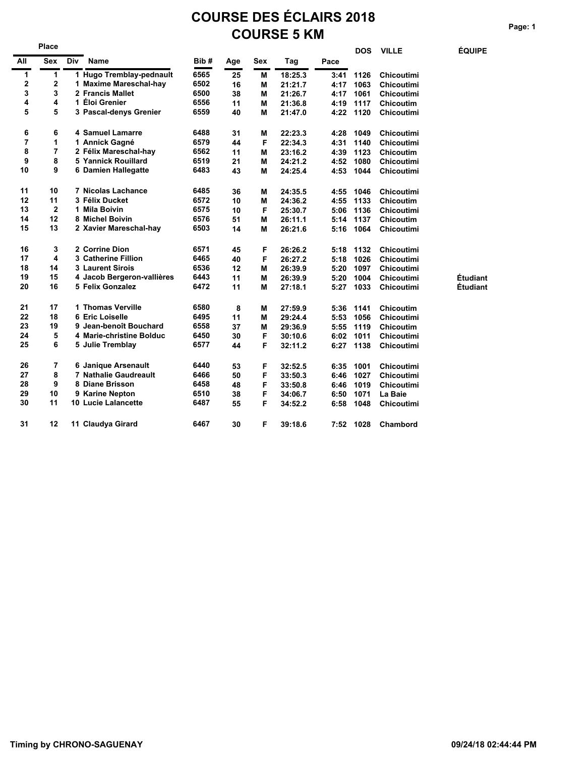# COURSE DES ÉCLAIRS 2018
## COURSE 5 KM

| All | Sex | Div | Name | Bib # | Age | Sex | Tag | Pace | DOS | VILLE | ÉQUIPE |
|---|---|---|---|---|---|---|---|---|---|---|---|
| 1 | 1 | 1 | Hugo Tremblay-pednault | 6565 | 25 | M | 18:25.3 | 3:41 | 1126 | Chicoutimi | |
| 2 | 2 | 1 | Maxime Mareschal-hay | 6502 | 16 | M | 21:21.7 | 4:17 | 1063 | Chicoutimi | |
| 3 | 3 | 2 | Francis Mallet | 6500 | 38 | M | 21:26.7 | 4:17 | 1061 | Chicoutimi | |
| 4 | 4 | 1 | Éloi Grenier | 6556 | 11 | M | 21:36.8 | 4:19 | 1117 | Chicoutim | |
| 5 | 5 | 3 | Pascal-denys Grenier | 6559 | 40 | M | 21:47.0 | 4:22 | 1120 | Chicoutimi | |
| 6 | 6 | 4 | Samuel Lamarre | 6488 | 31 | M | 22:23.3 | 4:28 | 1049 | Chicoutimi | |
| 7 | 1 | 1 | Annick Gagné | 6579 | 44 | F | 22:34.3 | 4:31 | 1140 | Chicoutimi | |
| 8 | 7 | 2 | Félix Mareschal-hay | 6562 | 11 | M | 23:16.2 | 4:39 | 1123 | Chicoutim | |
| 9 | 8 | 5 | Yannick Rouillard | 6519 | 21 | M | 24:21.2 | 4:52 | 1080 | Chicoutimi | |
| 10 | 9 | 6 | Damien Hallegatte | 6483 | 43 | M | 24:25.4 | 4:53 | 1044 | Chicoutimi | |
| 11 | 10 | 7 | Nicolas Lachance | 6485 | 36 | M | 24:35.5 | 4:55 | 1046 | Chicoutimi | |
| 12 | 11 | 3 | Félix Ducket | 6572 | 10 | M | 24:36.2 | 4:55 | 1133 | Chicoutim | |
| 13 | 2 | 1 | Mila Boivin | 6575 | 10 | F | 25:30.7 | 5:06 | 1136 | Chicoutimi | |
| 14 | 12 | 8 | Michel Boivin | 6576 | 51 | M | 26:11.1 | 5:14 | 1137 | Chicoutim | |
| 15 | 13 | 2 | Xavier Mareschal-hay | 6503 | 14 | M | 26:21.6 | 5:16 | 1064 | Chicoutimi | |
| 16 | 3 | 2 | Corrine Dion | 6571 | 45 | F | 26:26.2 | 5:18 | 1132 | Chicoutimi | |
| 17 | 4 | 3 | Catherine Fillion | 6465 | 40 | F | 26:27.2 | 5:18 | 1026 | Chicoutimi | |
| 18 | 14 | 3 | Laurent Sirois | 6536 | 12 | M | 26:39.9 | 5:20 | 1097 | Chicoutimi | |
| 19 | 15 | 4 | Jacob Bergeron-vallières | 6443 | 11 | M | 26:39.9 | 5:20 | 1004 | Chicoutimi | Étudiant |
| 20 | 16 | 5 | Felix Gonzalez | 6472 | 11 | M | 27:18.1 | 5:27 | 1033 | Chicoutimi | Étudiant |
| 21 | 17 | 1 | Thomas Verville | 6580 | 8 | M | 27:59.9 | 5:36 | 1141 | Chicoutim | |
| 22 | 18 | 6 | Eric Loiselle | 6495 | 11 | M | 29:24.4 | 5:53 | 1056 | Chicoutimi | |
| 23 | 19 | 9 | Jean-benoît Bouchard | 6558 | 37 | M | 29:36.9 | 5:55 | 1119 | Chicoutim | |
| 24 | 5 | 4 | Marie-christine Bolduc | 6450 | 30 | F | 30:10.6 | 6:02 | 1011 | Chicoutimi | |
| 25 | 6 | 5 | Julie Tremblay | 6577 | 44 | F | 32:11.2 | 6:27 | 1138 | Chicoutimi | |
| 26 | 7 | 6 | Janique Arsenault | 6440 | 53 | F | 32:52.5 | 6:35 | 1001 | Chicoutimi | |
| 27 | 8 | 7 | Nathalie Gaudreault | 6466 | 50 | F | 33:50.3 | 6:46 | 1027 | Chicoutimi | |
| 28 | 9 | 8 | Diane Brisson | 6458 | 48 | F | 33:50.8 | 6:46 | 1019 | Chicoutimi | |
| 29 | 10 | 9 | Karine Nepton | 6510 | 38 | F | 34:06.7 | 6:50 | 1071 | La Baie | |
| 30 | 11 | 10 | Lucie Lalancette | 6487 | 55 | F | 34:52.2 | 6:58 | 1048 | Chicoutimi | |
| 31 | 12 | 11 | Claudya Girard | 6467 | 30 | F | 39:18.6 | 7:52 | 1028 | Chambord | |

Timing by CHRONO-SAGUENAY — 09/24/18 02:44:44 PM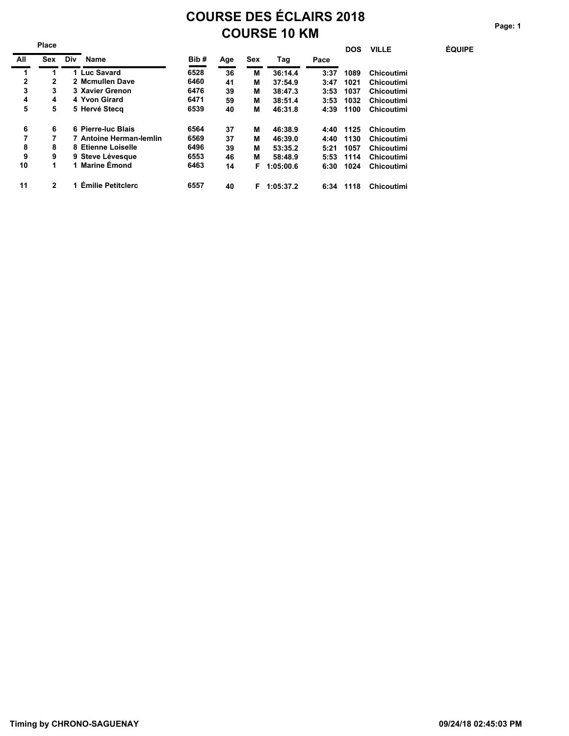# COURSE DES ÉCLAIRS 2018

## COURSE 10 KM

| Place | | | | | | | | | | | |
|---|---|---|---|---|---|---|---|---|---|---|---|
| All | Sex | Div | Name | Bib # | Age | Sex | Tag | Pace | DOS | VILLE | ÉQUIPE |
| 1 | 1 | 1 | Luc Savard | 6528 | 36 | M | 36:14.4 | 3:37 | 1089 | Chicoutimi | |
| 2 | 2 | 2 | Mcmullen Dave | 6460 | 41 | M | 37:54.9 | 3:47 | 1021 | Chicoutimi | |
| 3 | 3 | 3 | Xavier Grenon | 6476 | 39 | M | 38:47.3 | 3:53 | 1037 | Chicoutimi | |
| 4 | 4 | 4 | Yvon Girard | 6471 | 59 | M | 38:51.4 | 3:53 | 1032 | Chicoutimi | |
| 5 | 5 | 5 | Hervé Stecq | 6539 | 40 | M | 46:31.8 | 4:39 | 1100 | Chicoutimi | |
| 6 | 6 | 6 | Pierre-luc Blais | 6564 | 37 | M | 46:38.9 | 4:40 | 1125 | Chicoutim | |
| 7 | 7 | 7 | Antoine Herman-lemlin | 6569 | 37 | M | 46:39.0 | 4:40 | 1130 | Chicoutimi | |
| 8 | 8 | 8 | Etienne Loiselle | 6496 | 39 | M | 53:35.2 | 5:21 | 1057 | Chicoutimi | |
| 9 | 9 | 9 | Steve Lévesque | 6553 | 46 | M | 58:48.9 | 5:53 | 1114 | Chicoutimi | |
| 10 | 1 | 1 | Marine Émond | 6463 | 14 | F | 1:05:00.6 | 6:30 | 1024 | Chicoutimi | |
| 11 | 2 | 1 | Émilie Petitclerc | 6557 | 40 | F | 1:05:37.2 | 6:34 | 1118 | Chicoutimi | |

Timing by CHRONO-SAGUENAY 09/24/18 02:45:03 PM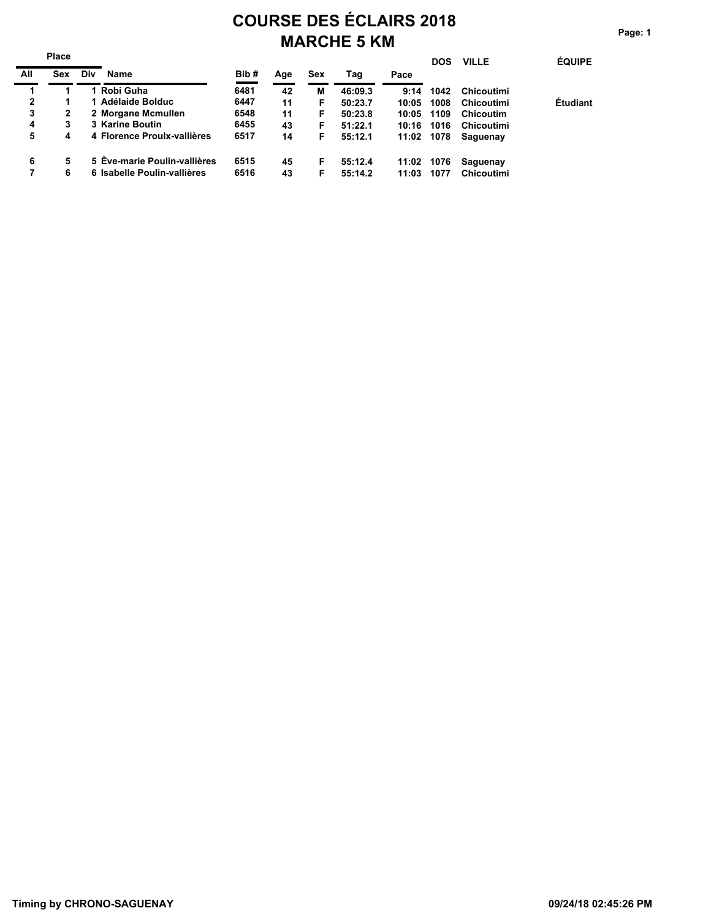# COURSE DES ÉCLAIRS 2018
## MARCHE 5 KM

| Place | | | | | | | | | | | |
|---|---|---|---|---|---|---|---|---|---|---|---|
| All | Sex | Div | Name | Bib # | Age | Sex | Tag | Pace | DOS | VILLE | ÉQUIPE |
| 1 | 1 | 1 | Robi Guha | 6481 | 42 | M | 46:09.3 | 9:14 | 1042 | Chicoutimi | |
| 2 | 1 | 1 | Adélaide Bolduc | 6447 | 11 | F | 50:23.7 | 10:05 | 1008 | Chicoutimi | Étudiant |
| 3 | 2 | 2 | Morgane Mcmullen | 6548 | 11 | F | 50:23.8 | 10:05 | 1109 | Chicoutim | |
| 4 | 3 | 3 | Karine Boutin | 6455 | 43 | F | 51:22.1 | 10:16 | 1016 | Chicoutimi | |
| 5 | 4 | 4 | Florence Proulx-vallières | 6517 | 14 | F | 55:12.1 | 11:02 | 1078 | Saguenay | |
| 6 | 5 | 5 | Ève-marie Poulin-vallières | 6515 | 45 | F | 55:12.4 | 11:02 | 1076 | Saguenay | |
| 7 | 6 | 6 | Isabelle Poulin-vallières | 6516 | 43 | F | 55:14.2 | 11:03 | 1077 | Chicoutimi | |

Timing by CHRONO-SAGUENAY

09/24/18 02:45:26 PM